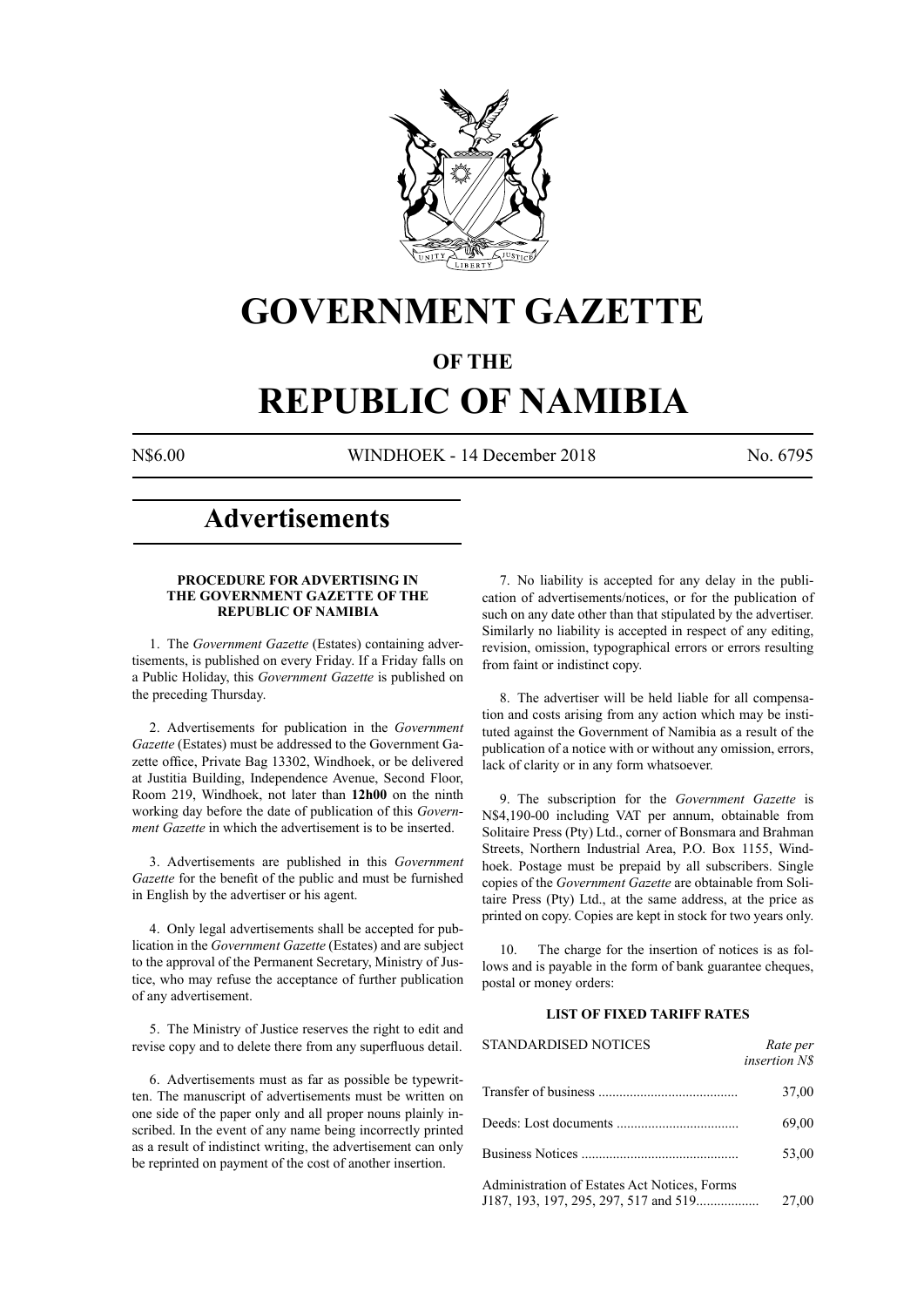# GOVERNMENT GAZETTE

## OF THE

# REPUBLIC OF NAMIBIA

N$6.00 WINDHOEK - 14 December 2018 No. 6795

## Advertisements

### PROCEDURE FOR ADVERTISING IN THE GOVERNMENT GAZETTE OF THE REPUBLIC OF NAMIBIA

1. The *Government Gazette* (Estates) containing advertisements, is published on every Friday. If a Friday falls on a Public Holiday, this *Government Gazette* is published on the preceding Thursday.

2. Advertisements for publication in the *Government Gazette* (Estates) must be addressed to the Government Gazette office, Private Bag 13302, Windhoek, or be delivered at Justitia Building, Independence Avenue, Second Floor, Room 219, Windhoek, not later than **12h00** on the ninth working day before the date of publication of this *Government Gazette* in which the advertisement is to be inserted.

3. Advertisements are published in this *Government Gazette* for the benefit of the public and must be furnished in English by the advertiser or his agent.

4. Only legal advertisements shall be accepted for publication in the *Government Gazette* (Estates) and are subject to the approval of the Permanent Secretary, Ministry of Justice, who may refuse the acceptance of further publication of any advertisement.

5. The Ministry of Justice reserves the right to edit and revise copy and to delete there from any superfluous detail.

6. Advertisements must as far as possible be typewritten. The manuscript of advertisements must be written on one side of the paper only and all proper nouns plainly inscribed. In the event of any name being incorrectly printed as a result of indistinct writing, the advertisement can only be reprinted on payment of the cost of another insertion.

7. No liability is accepted for any delay in the publication of advertisements/notices, or for the publication of such on any date other than that stipulated by the advertiser. Similarly no liability is accepted in respect of any editing, revision, omission, typographical errors or errors resulting from faint or indistinct copy.

8. The advertiser will be held liable for all compensation and costs arising from any action which may be instituted against the Government of Namibia as a result of the publication of a notice with or without any omission, errors, lack of clarity or in any form whatsoever.

9. The subscription for the *Government Gazette* is N$4,190-00 including VAT per annum, obtainable from Solitaire Press (Pty) Ltd., corner of Bonsmara and Brahman Streets, Northern Industrial Area, P.O. Box 1155, Windhoek. Postage must be prepaid by all subscribers. Single copies of the *Government Gazette* are obtainable from Solitaire Press (Pty) Ltd., at the same address, at the price as printed on copy. Copies are kept in stock for two years only.

10. The charge for the insertion of notices is as follows and is payable in the form of bank guarantee cheques, postal or money orders:

### LIST OF FIXED TARIFF RATES

| STANDARDISED NOTICES | *Rate per insertion N$* |
|---|---|
| Transfer of business | 37,00 |
| Deeds: Lost documents | 69,00 |
| Business Notices | 53,00 |
| Administration of Estates Act Notices, Forms J187, 193, 197, 295, 297, 517 and 519 | 27,00 |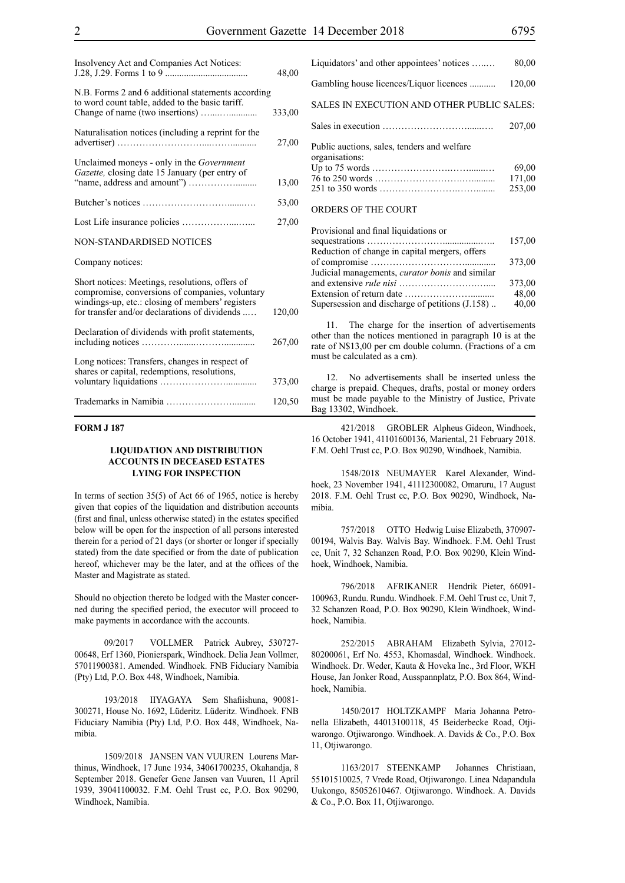| | |
|---|---|
| Insolvency Act and Companies Act Notices: J.28, J.29. Forms 1 to 9 | 48,00 |
| N.B. Forms 2 and 6 additional statements according to word count table, added to the basic tariff. Change of name (two insertions) | 333,00 |
| Naturalisation notices (including a reprint for the advertiser) | 27,00 |
| Unclaimed moneys - only in the *Government Gazette,* closing date 15 January (per entry of "name, address and amount") | 13,00 |
| Butcher's notices | 53,00 |
| Lost Life insurance policies | 27,00 |

NON-STANDARDISED NOTICES

Company notices:

| | |
|---|---|
| Short notices: Meetings, resolutions, offers of compromise, conversions of companies, voluntary windings-up, etc.: closing of members' registers for transfer and/or declarations of dividends | 120,00 |
| Declaration of dividends with profit statements, including notices | 267,00 |
| Long notices: Transfers, changes in respect of shares or capital, redemptions, resolutions, voluntary liquidations | 373,00 |
| Trademarks in Namibia | 120,50 |
| Liquidators' and other appointees' notices | 80,00 |
| Gambling house licences/Liquor licences | 120,00 |

SALES IN EXECUTION AND OTHER PUBLIC SALES:

| | |
|---|---|
| Sales in execution | 207,00 |
| Public auctions, sales, tenders and welfare organisations: | |
| Up to 75 words | 69,00 |
| 76 to 250 words | 171,00 |
| 251 to 350 words | 253,00 |

ORDERS OF THE COURT

| | |
|---|---|
| Provisional and final liquidations or sequestrations | 157,00 |
| Reduction of change in capital mergers, offers of compromise | 373,00 |
| Judicial managements, *curator bonis* and similar and extensive *rule nisi* | 373,00 |
| Extension of return date | 48,00 |
| Supersession and discharge of petitions (J.158) | 40,00 |

11. The charge for the insertion of advertisements other than the notices mentioned in paragraph 10 is at the rate of N$13,00 per cm double column. (Fractions of a cm must be calculated as a cm).

12. No advertisements shall be inserted unless the charge is prepaid. Cheques, drafts, postal or money orders must be made payable to the Ministry of Justice, Private Bag 13302, Windhoek.

**FORM J 187**

### LIQUIDATION AND DISTRIBUTION ACCOUNTS IN DECEASED ESTATES LYING FOR INSPECTION

In terms of section 35(5) of Act 66 of 1965, notice is hereby given that copies of the liquidation and distribution accounts (first and final, unless otherwise stated) in the estates specified below will be open for the inspection of all persons interested therein for a period of 21 days (or shorter or longer if specially stated) from the date specified or from the date of publication hereof, whichever may be the later, and at the offices of the Master and Magistrate as stated.

Should no objection thereto be lodged with the Master concerned during the specified period, the executor will proceed to make payments in accordance with the accounts.

09/2017 VOLLMER Patrick Aubrey, 530727-00648, Erf 1360, Pionierspark, Windhoek. Delia Jean Vollmer, 57011900381. Amended. Windhoek. FNB Fiduciary Namibia (Pty) Ltd, P.O. Box 448, Windhoek, Namibia.

193/2018 IIYAGAYA Sem Shafiishuna, 90081-300271, House No. 1692, Lüderitz. Lüderitz. Windhoek. FNB Fiduciary Namibia (Pty) Ltd, P.O. Box 448, Windhoek, Namibia.

1509/2018 JANSEN VAN VUUREN Lourens Marthinus, Windhoek, 17 June 1934, 34061700235, Okahandja, 8 September 2018. Genefer Gene Jansen van Vuuren, 11 April 1939, 39041100032. F.M. Oehl Trust cc, P.O. Box 90290, Windhoek, Namibia.

421/2018 GROBLER Alpheus Gideon, Windhoek, 16 October 1941, 41101600136, Mariental, 21 February 2018. F.M. Oehl Trust cc, P.O. Box 90290, Windhoek, Namibia.

1548/2018 NEUMAYER Karel Alexander, Windhoek, 23 November 1941, 41112300082, Omaruru, 17 August 2018. F.M. Oehl Trust cc, P.O. Box 90290, Windhoek, Namibia.

757/2018 OTTO Hedwig Luise Elizabeth, 370907-00194, Walvis Bay. Walvis Bay. Windhoek. F.M. Oehl Trust cc, Unit 7, 32 Schanzen Road, P.O. Box 90290, Klein Windhoek, Windhoek, Namibia.

796/2018 AFRIKANER Hendrik Pieter, 66091-100963, Rundu. Rundu. Windhoek. F.M. Oehl Trust cc, Unit 7, 32 Schanzen Road, P.O. Box 90290, Klein Windhoek, Windhoek, Namibia.

252/2015 ABRAHAM Elizabeth Sylvia, 27012-80200061, Erf No. 4553, Khomasdal, Windhoek. Windhoek. Windhoek. Dr. Weder, Kauta & Hoveka Inc., 3rd Floor, WKH House, Jan Jonker Road, Ausspannplatz, P.O. Box 864, Windhoek, Namibia.

1450/2017 HOLTZKAMPF Maria Johanna Petronella Elizabeth, 44013100118, 45 Beiderbecke Road, Otjiwarongo. Otjiwarongo. Windhoek. A. Davids & Co., P.O. Box 11, Otjiwarongo.

1163/2017 STEENKAMP Johannes Christiaan, 55101510025, 7 Vrede Road, Otjiwarongo. Linea Ndapandula Uukongo, 85052610467. Otjiwarongo. Windhoek. A. Davids & Co., P.O. Box 11, Otjiwarongo.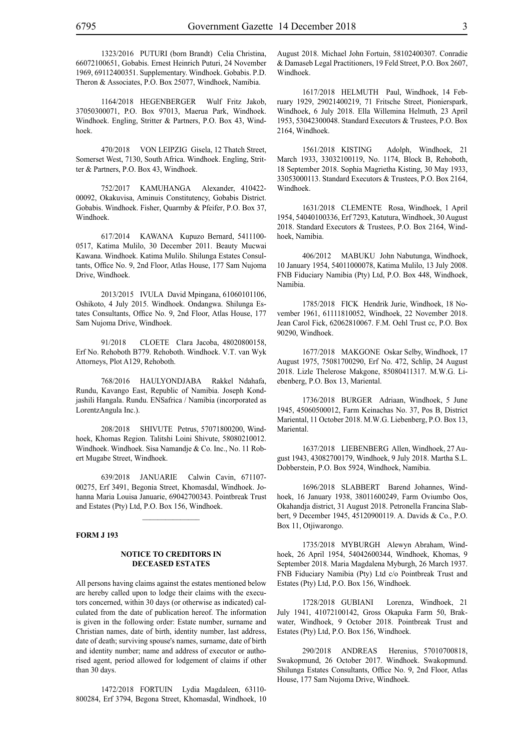1323/2016 PUTURI (born Brandt) Celia Christina, 66072100651, Gobabis. Ernest Heinrich Puturi, 24 November 1969, 69112400351. Supplementary. Windhoek. Gobabis. P.D. Theron & Associates, P.O. Box 25077, Windhoek, Namibia.

1164/2018 HEGENBERGER Wulf Fritz Jakob, 37050300071, P.O. Box 97013, Maerua Park, Windhoek. Windhoek. Engling, Stritter & Partners, P.O. Box 43, Windhoek.

470/2018 VON LEIPZIG Gisela, 12 Thatch Street, Somerset West, 7130, South Africa. Windhoek. Engling, Stritter & Partners, P.O. Box 43, Windhoek.

752/2017 KAMUHANGA Alexander, 410422-00092, Okakuvisa, Aminuis Constitutency, Gobabis District. Gobabis. Windhoek. Fisher, Quarmby & Pfeifer, P.O. Box 37, Windhoek.

617/2014 KAWANA Kupuzo Bernard, 5411100-0517, Katima Mulilo, 30 December 2011. Beauty Mucwai Kawana. Windhoek. Katima Mulilo. Shilunga Estates Consultants, Office No. 9, 2nd Floor, Atlas House, 177 Sam Nujoma Drive, Windhoek.

2013/2015 IVULA David Mpingana, 61060101106, Oshikoto, 4 July 2015. Windhoek. Ondangwa. Shilunga Estates Consultants, Office No. 9, 2nd Floor, Atlas House, 177 Sam Nujoma Drive, Windhoek.

91/2018 CLOETE Clara Jacoba, 48020800158, Erf No. Rehoboth B779. Rehoboth. Windhoek. V.T. van Wyk Attorneys, Plot A129, Rehoboth.

768/2016 HAULYONDJABA Rakkel Ndahafa, Rundu, Kavango East, Republic of Namibia. Joseph Kondjashili Hangala. Rundu. ENSafrica / Namibia (incorporated as LorentzAngula Inc.).

208/2018 SHIVUTE Petrus, 57071800200, Windhoek, Khomas Region. Talitshi Loini Shivute, 58080210012. Windhoek. Windhoek. Sisa Namandje & Co. Inc., No. 11 Robert Mugabe Street, Windhoek.

639/2018 JANUARIE Calwin Cavin, 671107-00275, Erf 3491, Begonia Street, Khomasdal, Windhoek. Johanna Maria Louisa Januarie, 69042700343. Pointbreak Trust and Estates (Pty) Ltd, P.O. Box 156, Windhoek.

---

**FORM J 193**

## NOTICE TO CREDITORS IN DECEASED ESTATES

All persons having claims against the estates mentioned below are hereby called upon to lodge their claims with the executors concerned, within 30 days (or otherwise as indicated) calculated from the date of publication hereof. The information is given in the following order: Estate number, surname and Christian names, date of birth, identity number, last address, date of death; surviving spouse's names, surname, date of birth and identity number; name and address of executor or authorised agent, period allowed for lodgement of claims if other than 30 days.

1472/2018 FORTUIN Lydia Magdaleen, 63110-800284, Erf 3794, Begona Street, Khomasdal, Windhoek, 10 August 2018. Michael John Fortuin, 58102400307. Conradie & Damaseb Legal Practitioners, 19 Feld Street, P.O. Box 2607, Windhoek.

1617/2018 HELMUTH Paul, Windhoek, 14 February 1929, 29021400219, 71 Fritsche Street, Pionierspark, Windhoek, 6 July 2018. Ella Willemina Helmuth, 23 April 1953, 53042300048. Standard Executors & Trustees, P.O. Box 2164, Windhoek.

1561/2018 KISTING Adolph, Windhoek, 21 March 1933, 33032100119, No. 1174, Block B, Rehoboth, 18 September 2018. Sophia Magrietha Kisting, 30 May 1933, 33053000113. Standard Executors & Trustees, P.O. Box 2164, Windhoek.

1631/2018 CLEMENTE Rosa, Windhoek, 1 April 1954, 54040100336, Erf 7293, Katutura, Windhoek, 30 August 2018. Standard Executors & Trustees, P.O. Box 2164, Windhoek, Namibia.

406/2012 MABUKU John Nabutunga, Windhoek, 10 January 1954, 54011000078, Katima Mulilo, 13 July 2008. FNB Fiduciary Namibia (Pty) Ltd, P.O. Box 448, Windhoek, Namibia.

1785/2018 FICK Hendrik Jurie, Windhoek, 18 November 1961, 61111810052, Windhoek, 22 November 2018. Jean Carol Fick, 62062810067. F.M. Oehl Trust cc, P.O. Box 90290, Windhoek.

1677/2018 MAKGONE Oskar Selby, Windhoek, 17 August 1975, 75081700290, Erf No. 472, Schlip, 24 August 2018. Lizle Thelerose Makgone, 85080411317. M.W.G. Liebenberg, P.O. Box 13, Mariental.

1736/2018 BURGER Adriaan, Windhoek, 5 June 1945, 45060500012, Farm Keinachas No. 37, Pos B, District Mariental, 11 October 2018. M.W.G. Liebenberg, P.O. Box 13, Mariental.

1637/2018 LIEBENBERG Allen, Windhoek, 27 August 1943, 43082700179, Windhoek, 9 July 2018. Martha S.L. Dobberstein, P.O. Box 5924, Windhoek, Namibia.

1696/2018 SLABBERT Barend Johannes, Windhoek, 16 January 1938, 38011600249, Farm Oviumbo Oos, Okahandja district, 31 August 2018. Petronella Francina Slabbert, 9 December 1945, 45120900119. A. Davids & Co., P.O. Box 11, Otjiwarongo.

1735/2018 MYBURGH Alewyn Abraham, Windhoek, 26 April 1954, 54042600344, Windhoek, Khomas, 9 September 2018. Maria Magdalena Myburgh, 26 March 1937. FNB Fiduciary Namibia (Pty) Ltd c/o Pointbreak Trust and Estates (Pty) Ltd, P.O. Box 156, Windhoek.

1728/2018 GUBIANI Lorenza, Windhoek, 21 July 1941, 41072100142, Gross Okapuka Farm 50, Brakwater, Windhoek, 9 October 2018. Pointbreak Trust and Estates (Pty) Ltd, P.O. Box 156, Windhoek.

290/2018 ANDREAS Herenius, 57010700818, Swakopmund, 26 October 2017. Windhoek. Swakopmund. Shilunga Estates Consultants, Office No. 9, 2nd Floor, Atlas House, 177 Sam Nujoma Drive, Windhoek.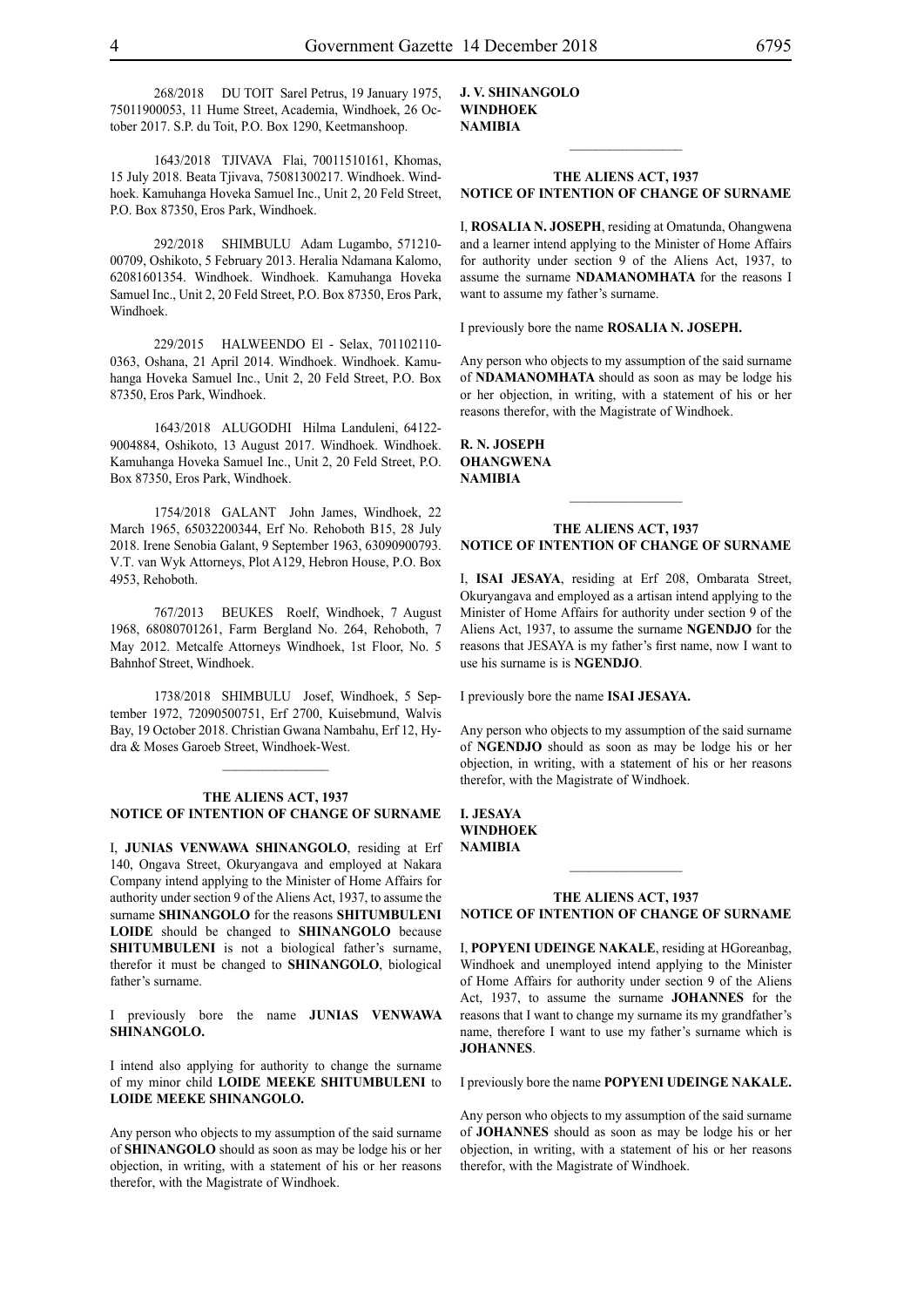268/2018 DU TOIT Sarel Petrus, 19 January 1975, 75011900053, 11 Hume Street, Academia, Windhoek, 26 October 2017. S.P. du Toit, P.O. Box 1290, Keetmanshoop.

1643/2018 TJIVAVA Flai, 70011510161, Khomas, 15 July 2018. Beata Tjivava, 75081300217. Windhoek. Windhoek. Kamuhanga Hoveka Samuel Inc., Unit 2, 20 Feld Street, P.O. Box 87350, Eros Park, Windhoek.

292/2018 SHIMBULU Adam Lugambo, 571210-00709, Oshikoto, 5 February 2013. Heralia Ndamana Kalomo, 62081601354. Windhoek. Windhoek. Kamuhanga Hoveka Samuel Inc., Unit 2, 20 Feld Street, P.O. Box 87350, Eros Park, Windhoek.

229/2015 HALWEENDO El - Selax, 701102110-0363, Oshana, 21 April 2014. Windhoek. Windhoek. Kamuhanga Hoveka Samuel Inc., Unit 2, 20 Feld Street, P.O. Box 87350, Eros Park, Windhoek.

1643/2018 ALUGODHI Hilma Landuleni, 64122-9004884, Oshikoto, 13 August 2017. Windhoek. Windhoek. Kamuhanga Hoveka Samuel Inc., Unit 2, 20 Feld Street, P.O. Box 87350, Eros Park, Windhoek.

1754/2018 GALANT John James, Windhoek, 22 March 1965, 65032200344, Erf No. Rehoboth B15, 28 July 2018. Irene Senobia Galant, 9 September 1963, 63090900793. V.T. van Wyk Attorneys, Plot A129, Hebron House, P.O. Box 4953, Rehoboth.

767/2013 BEUKES Roelf, Windhoek, 7 August 1968, 68080701261, Farm Bergland No. 264, Rehoboth, 7 May 2012. Metcalfe Attorneys Windhoek, 1st Floor, No. 5 Bahnhof Street, Windhoek.

1738/2018 SHIMBULU Josef, Windhoek, 5 September 1972, 72090500751, Erf 2700, Kuisebmund, Walvis Bay, 19 October 2018. Christian Gwana Nambahu, Erf 12, Hydra & Moses Garoeb Street, Windhoek-West.

---

### THE ALIENS ACT, 1937
### NOTICE OF INTENTION OF CHANGE OF SURNAME

I, **JUNIAS VENWAWA SHINANGOLO**, residing at Erf 140, Ongava Street, Okuryangava and employed at Nakara Company intend applying to the Minister of Home Affairs for authority under section 9 of the Aliens Act, 1937, to assume the surname **SHINANGOLO** for the reasons **SHITUMBULENI LOIDE** should be changed to **SHINANGOLO** because **SHITUMBULENI** is not a biological father's surname, therefor it must be changed to **SHINANGOLO**, biological father's surname.

I previously bore the name **JUNIAS VENWAWA SHINANGOLO.**

I intend also applying for authority to change the surname of my minor child **LOIDE MEEKE SHITUMBULENI** to **LOIDE MEEKE SHINANGOLO.**

Any person who objects to my assumption of the said surname of **SHINANGOLO** should as soon as may be lodge his or her objection, in writing, with a statement of his or her reasons therefor, with the Magistrate of Windhoek.

**J. V. SHINANGOLO**
**WINDHOEK**
**NAMIBIA**

---

### THE ALIENS ACT, 1937
### NOTICE OF INTENTION OF CHANGE OF SURNAME

I, **ROSALIA N. JOSEPH**, residing at Omatunda, Ohangwena and a learner intend applying to the Minister of Home Affairs for authority under section 9 of the Aliens Act, 1937, to assume the surname **NDAMANOMHATA** for the reasons I want to assume my father's surname.

I previously bore the name **ROSALIA N. JOSEPH.**

Any person who objects to my assumption of the said surname of **NDAMANOMHATA** should as soon as may be lodge his or her objection, in writing, with a statement of his or her reasons therefor, with the Magistrate of Windhoek.

**R. N. JOSEPH**
**OHANGWENA**
**NAMIBIA**

---

### THE ALIENS ACT, 1937
### NOTICE OF INTENTION OF CHANGE OF SURNAME

I, **ISAI JESAYA**, residing at Erf 208, Ombarata Street, Okuryangava and employed as a artisan intend applying to the Minister of Home Affairs for authority under section 9 of the Aliens Act, 1937, to assume the surname **NGENDJO** for the reasons that JESAYA is my father's first name, now I want to use his surname is is **NGENDJO**.

I previously bore the name **ISAI JESAYA.**

Any person who objects to my assumption of the said surname of **NGENDJO** should as soon as may be lodge his or her objection, in writing, with a statement of his or her reasons therefor, with the Magistrate of Windhoek.

**I. JESAYA**
**WINDHOEK**
**NAMIBIA**

---

### THE ALIENS ACT, 1937
### NOTICE OF INTENTION OF CHANGE OF SURNAME

I, **POPYENI UDEINGE NAKALE**, residing at HGoreanbag, Windhoek and unemployed intend applying to the Minister of Home Affairs for authority under section 9 of the Aliens Act, 1937, to assume the surname **JOHANNES** for the reasons that I want to change my surname its my grandfather's name, therefore I want to use my father's surname which is **JOHANNES**.

I previously bore the name **POPYENI UDEINGE NAKALE.**

Any person who objects to my assumption of the said surname of **JOHANNES** should as soon as may be lodge his or her objection, in writing, with a statement of his or her reasons therefor, with the Magistrate of Windhoek.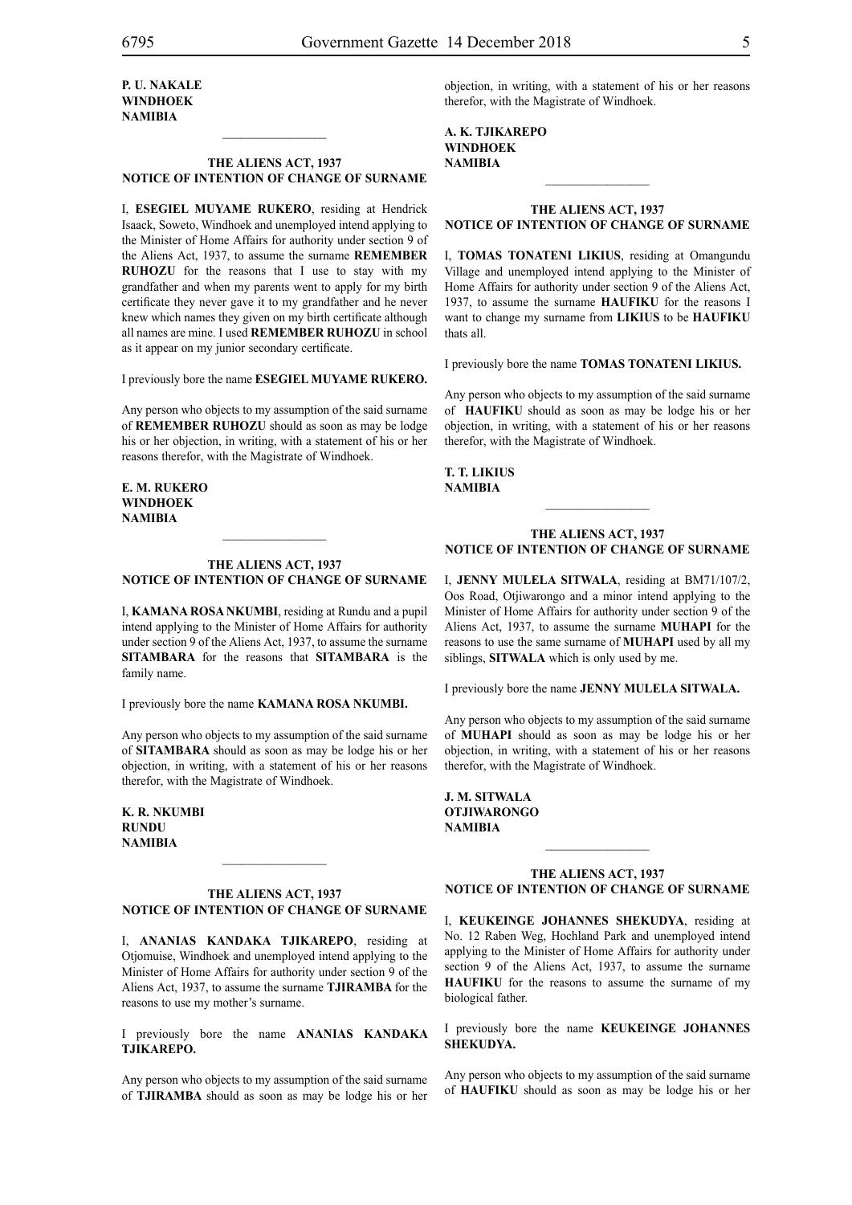**P. U. NAKALE**
**WINDHOEK**
**NAMIBIA**

________________

**THE ALIENS ACT, 1937**
**NOTICE OF INTENTION OF CHANGE OF SURNAME**

I, **ESEGIEL MUYAME RUKERO**, residing at Hendrick Isaack, Soweto, Windhoek and unemployed intend applying to the Minister of Home Affairs for authority under section 9 of the Aliens Act, 1937, to assume the surname **REMEMBER RUHOZU** for the reasons that I use to stay with my grandfather and when my parents went to apply for my birth certificate they never gave it to my grandfather and he never knew which names they given on my birth certificate although all names are mine. I used **REMEMBER RUHOZU** in school as it appear on my junior secondary certificate.

I previously bore the name **ESEGIEL MUYAME RUKERO.**

Any person who objects to my assumption of the said surname of **REMEMBER RUHOZU** should as soon as may be lodge his or her objection, in writing, with a statement of his or her reasons therefor, with the Magistrate of Windhoek.

**E. M. RUKERO**
**WINDHOEK**
**NAMIBIA**

________________

**THE ALIENS ACT, 1937**
**NOTICE OF INTENTION OF CHANGE OF SURNAME**

I, **KAMANA ROSA NKUMBI**, residing at Rundu and a pupil intend applying to the Minister of Home Affairs for authority under section 9 of the Aliens Act, 1937, to assume the surname **SITAMBARA** for the reasons that **SITAMBARA** is the family name.

I previously bore the name **KAMANA ROSA NKUMBI.**

Any person who objects to my assumption of the said surname of **SITAMBARA** should as soon as may be lodge his or her objection, in writing, with a statement of his or her reasons therefor, with the Magistrate of Windhoek.

**K. R. NKUMBI**
**RUNDU**
**NAMIBIA**

________________

**THE ALIENS ACT, 1937**
**NOTICE OF INTENTION OF CHANGE OF SURNAME**

I, **ANANIAS KANDAKA TJIKAREPO**, residing at Otjomuise, Windhoek and unemployed intend applying to the Minister of Home Affairs for authority under section 9 of the Aliens Act, 1937, to assume the surname **TJIRAMBA** for the reasons to use my mother's surname.

I previously bore the name **ANANIAS KANDAKA TJIKAREPO.**

Any person who objects to my assumption of the said surname of **TJIRAMBA** should as soon as may be lodge his or her objection, in writing, with a statement of his or her reasons therefor, with the Magistrate of Windhoek.

**A. K. TJIKAREPO**
**WINDHOEK**
**NAMIBIA**

________________

**THE ALIENS ACT, 1937**
**NOTICE OF INTENTION OF CHANGE OF SURNAME**

I, **TOMAS TONATENI LIKIUS**, residing at Omangundu Village and unemployed intend applying to the Minister of Home Affairs for authority under section 9 of the Aliens Act, 1937, to assume the surname **HAUFIKU** for the reasons I want to change my surname from **LIKIUS** to be **HAUFIKU** thats all.

I previously bore the name **TOMAS TONATENI LIKIUS.**

Any person who objects to my assumption of the said surname of **HAUFIKU** should as soon as may be lodge his or her objection, in writing, with a statement of his or her reasons therefor, with the Magistrate of Windhoek.

**T. T. LIKIUS**
**NAMIBIA**

________________

**THE ALIENS ACT, 1937**
**NOTICE OF INTENTION OF CHANGE OF SURNAME**

I, **JENNY MULELA SITWALA**, residing at BM71/107/2, Oos Road, Otjiwarongo and a minor intend applying to the Minister of Home Affairs for authority under section 9 of the Aliens Act, 1937, to assume the surname **MUHAPI** for the reasons to use the same surname of **MUHAPI** used by all my siblings, **SITWALA** which is only used by me.

I previously bore the name **JENNY MULELA SITWALA.**

Any person who objects to my assumption of the said surname of **MUHAPI** should as soon as may be lodge his or her objection, in writing, with a statement of his or her reasons therefor, with the Magistrate of Windhoek.

**J. M. SITWALA**
**OTJIWARONGO**
**NAMIBIA**

________________

**THE ALIENS ACT, 1937**
**NOTICE OF INTENTION OF CHANGE OF SURNAME**

I, **KEUKEINGE JOHANNES SHEKUDYA**, residing at No. 12 Raben Weg, Hochland Park and unemployed intend applying to the Minister of Home Affairs for authority under section 9 of the Aliens Act, 1937, to assume the surname **HAUFIKU** for the reasons to assume the surname of my biological father.

I previously bore the name **KEUKEINGE JOHANNES SHEKUDYA.**

Any person who objects to my assumption of the said surname of **HAUFIKU** should as soon as may be lodge his or her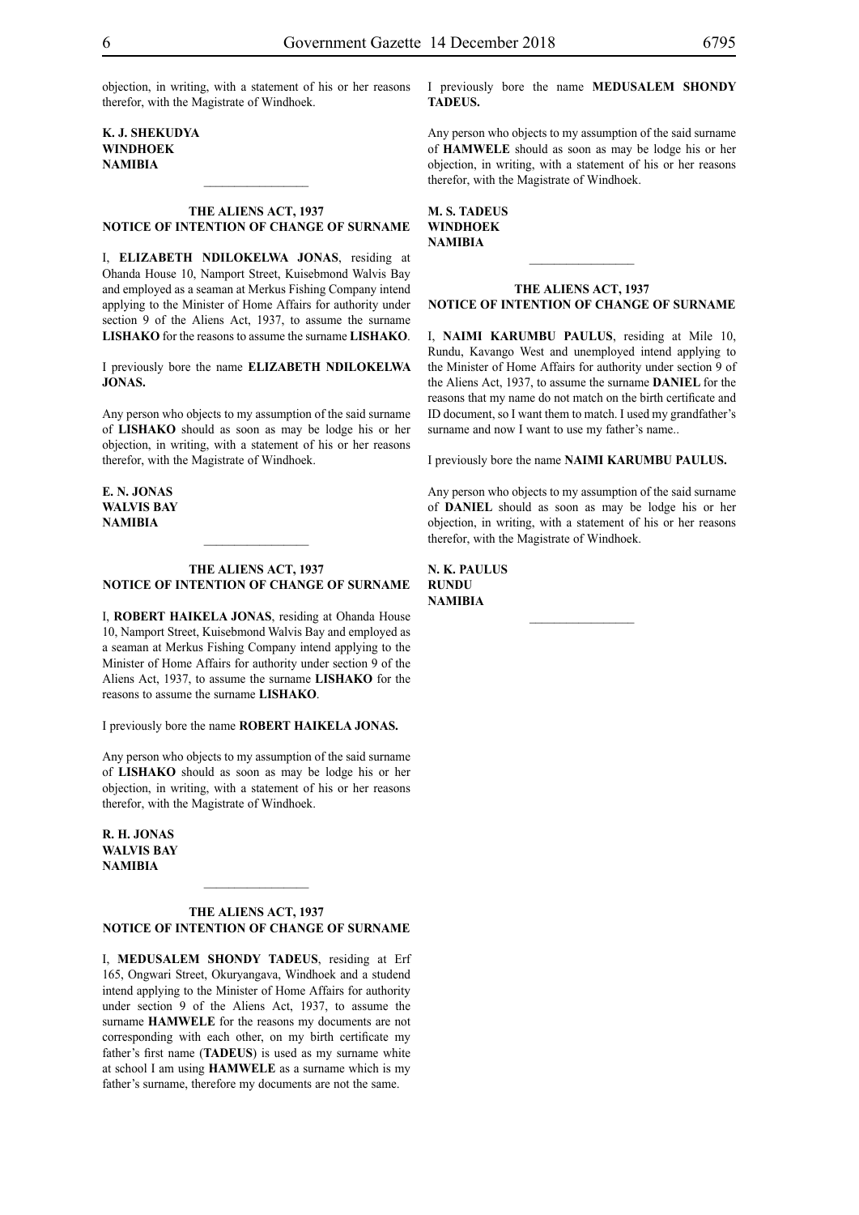objection, in writing, with a statement of his or her reasons therefor, with the Magistrate of Windhoek.

**K. J. SHEKUDYA**
**WINDHOEK**
**NAMIBIA**

---

**THE ALIENS ACT, 1937**
**NOTICE OF INTENTION OF CHANGE OF SURNAME**

I, **ELIZABETH NDILOKELWA JONAS**, residing at Ohanda House 10, Namport Street, Kuisebmond Walvis Bay and employed as a seaman at Merkus Fishing Company intend applying to the Minister of Home Affairs for authority under section 9 of the Aliens Act, 1937, to assume the surname **LISHAKO** for the reasons to assume the surname **LISHAKO**.

I previously bore the name **ELIZABETH NDILOKELWA JONAS.**

Any person who objects to my assumption of the said surname of **LISHAKO** should as soon as may be lodge his or her objection, in writing, with a statement of his or her reasons therefor, with the Magistrate of Windhoek.

**E. N. JONAS**
**WALVIS BAY**
**NAMIBIA**

---

**THE ALIENS ACT, 1937**
**NOTICE OF INTENTION OF CHANGE OF SURNAME**

I, **ROBERT HAIKELA JONAS**, residing at Ohanda House 10, Namport Street, Kuisebmond Walvis Bay and employed as a seaman at Merkus Fishing Company intend applying to the Minister of Home Affairs for authority under section 9 of the Aliens Act, 1937, to assume the surname **LISHAKO** for the reasons to assume the surname **LISHAKO**.

I previously bore the name **ROBERT HAIKELA JONAS.**

Any person who objects to my assumption of the said surname of **LISHAKO** should as soon as may be lodge his or her objection, in writing, with a statement of his or her reasons therefor, with the Magistrate of Windhoek.

**R. H. JONAS**
**WALVIS BAY**
**NAMIBIA**

---

**THE ALIENS ACT, 1937**
**NOTICE OF INTENTION OF CHANGE OF SURNAME**

I, **MEDUSALEM SHONDY TADEUS**, residing at Erf 165, Ongwari Street, Okuryangava, Windhoek and a studend intend applying to the Minister of Home Affairs for authority under section 9 of the Aliens Act, 1937, to assume the surname **HAMWELE** for the reasons my documents are not corresponding with each other, on my birth certificate my father's first name (**TADEUS**) is used as my surname white at school I am using **HAMWELE** as a surname which is my father's surname, therefore my documents are not the same.

I previously bore the name **MEDUSALEM SHONDY TADEUS.**

Any person who objects to my assumption of the said surname of **HAMWELE** should as soon as may be lodge his or her objection, in writing, with a statement of his or her reasons therefor, with the Magistrate of Windhoek.

**M. S. TADEUS**
**WINDHOEK**
**NAMIBIA**

---

**THE ALIENS ACT, 1937**
**NOTICE OF INTENTION OF CHANGE OF SURNAME**

I, **NAIMI KARUMBU PAULUS**, residing at Mile 10, Rundu, Kavango West and unemployed intend applying to the Minister of Home Affairs for authority under section 9 of the Aliens Act, 1937, to assume the surname **DANIEL** for the reasons that my name do not match on the birth certificate and ID document, so I want them to match. I used my grandfather's surname and now I want to use my father's name..

I previously bore the name **NAIMI KARUMBU PAULUS.**

Any person who objects to my assumption of the said surname of **DANIEL** should as soon as may be lodge his or her objection, in writing, with a statement of his or her reasons therefor, with the Magistrate of Windhoek.

**N. K. PAULUS**
**RUNDU**
**NAMIBIA**

---